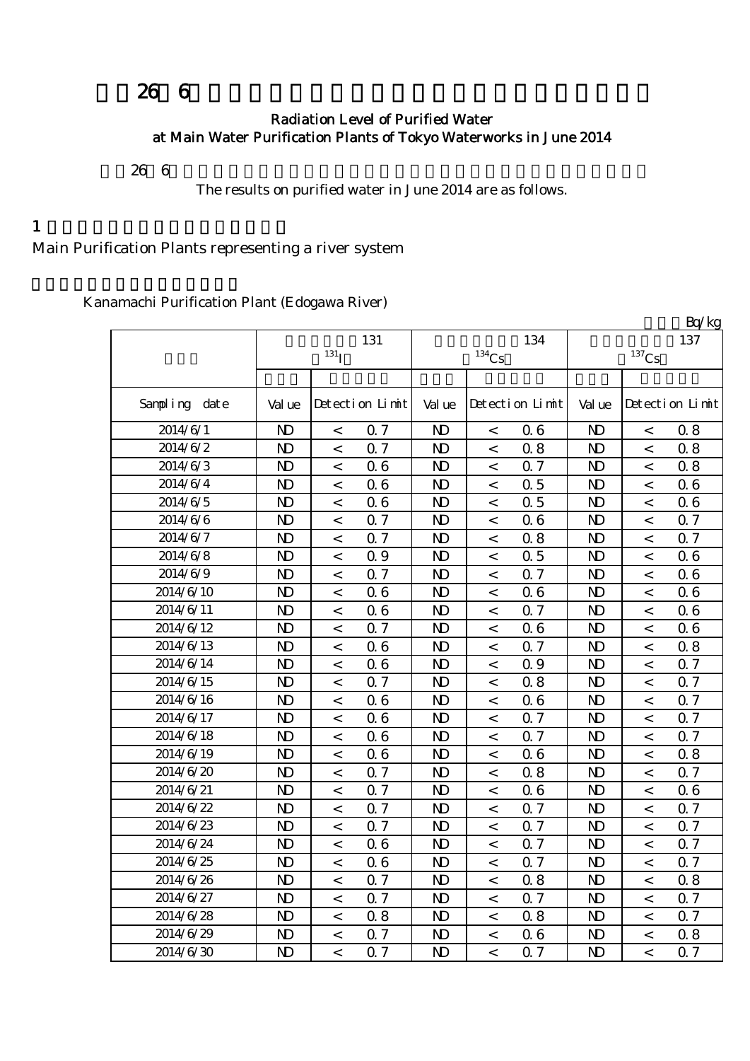# 平成26年6月 主要浄水場の浄水（水道水）の放射能測定結果

## Radiation Level of Purified Water at Main Water Purification Plants of Tokyo Waterworks in June 2014

平成26年6月の主要浄水場の浄水（水道水）の放射能測定結果をお知らせします。

The results on purified water in June 2014 are as follows.

## 1 水系を代表する主要浄水場

Main Purification Plants representing a river system

### 金町浄水場（江戸川水系）

Kanamachi Purification Plant (Edogawa River)

単位：Bq/kg

| 採水日 | 放射性ヨウ素131 $^{131}I$ | | | 放射性セシウム134 $^{134}Cs$ | | | 放射性セシウム137 $^{137}Cs$ | | |
|---|---|---|---|---|---|---|---|---|---|
| | 測定値 | 検出限界値 | | 測定値 | 検出限界値 | | 測定値 | 検出限界値 | |
| Sampling date | Value | Detection Limit | | Value | Detection Limit | | Value | Detection Limit | |
| 2014/6/1 | ND | < | 0.7 | ND | < | 0.6 | ND | < | 0.8 |
| 2014/6/2 | ND | < | 0.7 | ND | < | 0.8 | ND | < | 0.8 |
| 2014/6/3 | ND | < | 0.6 | ND | < | 0.7 | ND | < | 0.8 |
| 2014/6/4 | ND | < | 0.6 | ND | < | 0.5 | ND | < | 0.6 |
| 2014/6/5 | ND | < | 0.6 | ND | < | 0.5 | ND | < | 0.6 |
| 2014/6/6 | ND | < | 0.7 | ND | < | 0.6 | ND | < | 0.7 |
| 2014/6/7 | ND | < | 0.7 | ND | < | 0.8 | ND | < | 0.7 |
| 2014/6/8 | ND | < | 0.9 | ND | < | 0.5 | ND | < | 0.6 |
| 2014/6/9 | ND | < | 0.7 | ND | < | 0.7 | ND | < | 0.6 |
| 2014/6/10 | ND | < | 0.6 | ND | < | 0.6 | ND | < | 0.6 |
| 2014/6/11 | ND | < | 0.6 | ND | < | 0.7 | ND | < | 0.6 |
| 2014/6/12 | ND | < | 0.7 | ND | < | 0.6 | ND | < | 0.6 |
| 2014/6/13 | ND | < | 0.6 | ND | < | 0.7 | ND | < | 0.8 |
| 2014/6/14 | ND | < | 0.6 | ND | < | 0.9 | ND | < | 0.7 |
| 2014/6/15 | ND | < | 0.7 | ND | < | 0.8 | ND | < | 0.7 |
| 2014/6/16 | ND | < | 0.6 | ND | < | 0.6 | ND | < | 0.7 |
| 2014/6/17 | ND | < | 0.6 | ND | < | 0.7 | ND | < | 0.7 |
| 2014/6/18 | ND | < | 0.6 | ND | < | 0.7 | ND | < | 0.7 |
| 2014/6/19 | ND | < | 0.6 | ND | < | 0.6 | ND | < | 0.8 |
| 2014/6/20 | ND | < | 0.7 | ND | < | 0.8 | ND | < | 0.7 |
| 2014/6/21 | ND | < | 0.7 | ND | < | 0.6 | ND | < | 0.6 |
| 2014/6/22 | ND | < | 0.7 | ND | < | 0.7 | ND | < | 0.7 |
| 2014/6/23 | ND | < | 0.7 | ND | < | 0.7 | ND | < | 0.7 |
| 2014/6/24 | ND | < | 0.6 | ND | < | 0.7 | ND | < | 0.7 |
| 2014/6/25 | ND | < | 0.6 | ND | < | 0.7 | ND | < | 0.7 |
| 2014/6/26 | ND | < | 0.7 | ND | < | 0.8 | ND | < | 0.8 |
| 2014/6/27 | ND | < | 0.7 | ND | < | 0.7 | ND | < | 0.7 |
| 2014/6/28 | ND | < | 0.8 | ND | < | 0.8 | ND | < | 0.7 |
| 2014/6/29 | ND | < | 0.7 | ND | < | 0.6 | ND | < | 0.8 |
| 2014/6/30 | ND | < | 0.7 | ND | < | 0.7 | ND | < | 0.7 |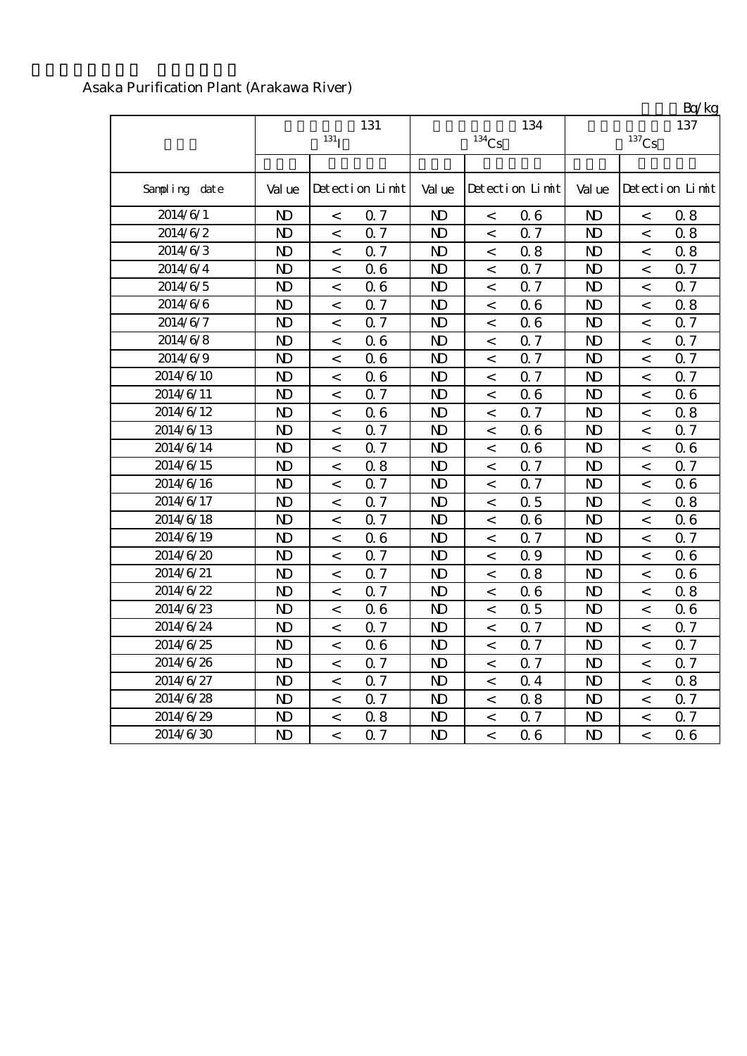Asaka Purification Plant (Arakawa River)

Bq/kg

| | 131 $^{131}I$ | | | 134 $^{134}Cs$ | | | 137 $^{137}Cs$ | | |
|---|---|---|---|---|---|---|---|---|---|
| Sampling date | Value | Detection Limit | | Value | Detection Limit | | Value | Detection Limit | |
| 2014/6/1 | ND | < | 0.7 | ND | < | 0.6 | ND | < | 0.8 |
| 2014/6/2 | ND | < | 0.7 | ND | < | 0.7 | ND | < | 0.8 |
| 2014/6/3 | ND | < | 0.7 | ND | < | 0.8 | ND | < | 0.8 |
| 2014/6/4 | ND | < | 0.6 | ND | < | 0.7 | ND | < | 0.7 |
| 2014/6/5 | ND | < | 0.6 | ND | < | 0.7 | ND | < | 0.7 |
| 2014/6/6 | ND | < | 0.7 | ND | < | 0.6 | ND | < | 0.8 |
| 2014/6/7 | ND | < | 0.7 | ND | < | 0.6 | ND | < | 0.7 |
| 2014/6/8 | ND | < | 0.6 | ND | < | 0.7 | ND | < | 0.7 |
| 2014/6/9 | ND | < | 0.6 | ND | < | 0.7 | ND | < | 0.7 |
| 2014/6/10 | ND | < | 0.6 | ND | < | 0.7 | ND | < | 0.7 |
| 2014/6/11 | ND | < | 0.7 | ND | < | 0.6 | ND | < | 0.6 |
| 2014/6/12 | ND | < | 0.6 | ND | < | 0.7 | ND | < | 0.8 |
| 2014/6/13 | ND | < | 0.7 | ND | < | 0.6 | ND | < | 0.7 |
| 2014/6/14 | ND | < | 0.7 | ND | < | 0.6 | ND | < | 0.6 |
| 2014/6/15 | ND | < | 0.8 | ND | < | 0.7 | ND | < | 0.7 |
| 2014/6/16 | ND | < | 0.7 | ND | < | 0.7 | ND | < | 0.6 |
| 2014/6/17 | ND | < | 0.7 | ND | < | 0.5 | ND | < | 0.8 |
| 2014/6/18 | ND | < | 0.7 | ND | < | 0.6 | ND | < | 0.6 |
| 2014/6/19 | ND | < | 0.6 | ND | < | 0.7 | ND | < | 0.7 |
| 2014/6/20 | ND | < | 0.7 | ND | < | 0.9 | ND | < | 0.6 |
| 2014/6/21 | ND | < | 0.7 | ND | < | 0.8 | ND | < | 0.6 |
| 2014/6/22 | ND | < | 0.7 | ND | < | 0.6 | ND | < | 0.8 |
| 2014/6/23 | ND | < | 0.6 | ND | < | 0.5 | ND | < | 0.6 |
| 2014/6/24 | ND | < | 0.7 | ND | < | 0.7 | ND | < | 0.7 |
| 2014/6/25 | ND | < | 0.6 | ND | < | 0.7 | ND | < | 0.7 |
| 2014/6/26 | ND | < | 0.7 | ND | < | 0.7 | ND | < | 0.7 |
| 2014/6/27 | ND | < | 0.7 | ND | < | 0.4 | ND | < | 0.8 |
| 2014/6/28 | ND | < | 0.7 | ND | < | 0.8 | ND | < | 0.7 |
| 2014/6/29 | ND | < | 0.8 | ND | < | 0.7 | ND | < | 0.7 |
| 2014/6/30 | ND | < | 0.7 | ND | < | 0.6 | ND | < | 0.6 |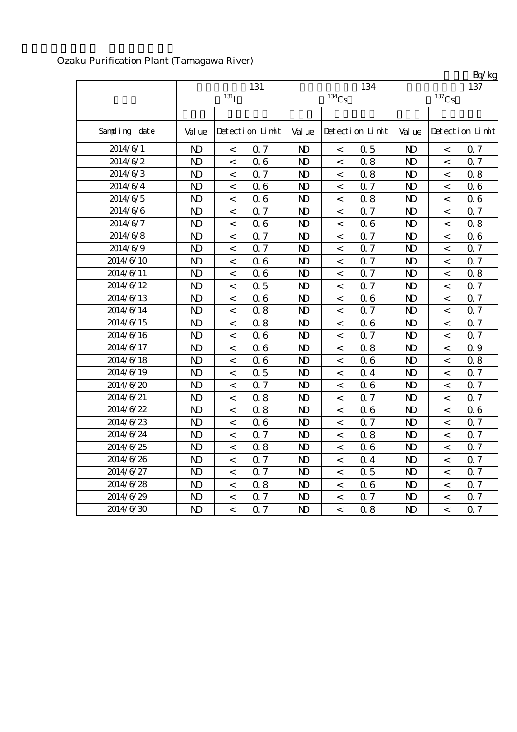Ozaku Purification Plant (Tamagawa River)

Bq/kg

| | 131 $^{131}I$ | | 134 $^{134}Cs$ | | 137 $^{137}Cs$ | |
|---|---|---|---|---|---|---|
| Sampling date | Value | Detection Limit | Value | Detection Limit | Value | Detection Limit |
| 2014/6/1 | ND | < 0.7 | ND | < 0.5 | ND | < 0.7 |
| 2014/6/2 | ND | < 0.6 | ND | < 0.8 | ND | < 0.7 |
| 2014/6/3 | ND | < 0.7 | ND | < 0.8 | ND | < 0.8 |
| 2014/6/4 | ND | < 0.6 | ND | < 0.7 | ND | < 0.6 |
| 2014/6/5 | ND | < 0.6 | ND | < 0.8 | ND | < 0.6 |
| 2014/6/6 | ND | < 0.7 | ND | < 0.7 | ND | < 0.7 |
| 2014/6/7 | ND | < 0.6 | ND | < 0.6 | ND | < 0.8 |
| 2014/6/8 | ND | < 0.7 | ND | < 0.7 | ND | < 0.6 |
| 2014/6/9 | ND | < 0.7 | ND | < 0.7 | ND | < 0.7 |
| 2014/6/10 | ND | < 0.6 | ND | < 0.7 | ND | < 0.7 |
| 2014/6/11 | ND | < 0.6 | ND | < 0.7 | ND | < 0.8 |
| 2014/6/12 | ND | < 0.5 | ND | < 0.7 | ND | < 0.7 |
| 2014/6/13 | ND | < 0.6 | ND | < 0.6 | ND | < 0.7 |
| 2014/6/14 | ND | < 0.8 | ND | < 0.7 | ND | < 0.7 |
| 2014/6/15 | ND | < 0.8 | ND | < 0.6 | ND | < 0.7 |
| 2014/6/16 | ND | < 0.6 | ND | < 0.7 | ND | < 0.7 |
| 2014/6/17 | ND | < 0.6 | ND | < 0.8 | ND | < 0.9 |
| 2014/6/18 | ND | < 0.6 | ND | < 0.6 | ND | < 0.8 |
| 2014/6/19 | ND | < 0.5 | ND | < 0.4 | ND | < 0.7 |
| 2014/6/20 | ND | < 0.7 | ND | < 0.6 | ND | < 0.7 |
| 2014/6/21 | ND | < 0.8 | ND | < 0.7 | ND | < 0.7 |
| 2014/6/22 | ND | < 0.8 | ND | < 0.6 | ND | < 0.6 |
| 2014/6/23 | ND | < 0.6 | ND | < 0.7 | ND | < 0.7 |
| 2014/6/24 | ND | < 0.7 | ND | < 0.8 | ND | < 0.7 |
| 2014/6/25 | ND | < 0.8 | ND | < 0.6 | ND | < 0.7 |
| 2014/6/26 | ND | < 0.7 | ND | < 0.4 | ND | < 0.7 |
| 2014/6/27 | ND | < 0.7 | ND | < 0.5 | ND | < 0.7 |
| 2014/6/28 | ND | < 0.8 | ND | < 0.6 | ND | < 0.7 |
| 2014/6/29 | ND | < 0.7 | ND | < 0.7 | ND | < 0.7 |
| 2014/6/30 | ND | < 0.7 | ND | < 0.8 | ND | < 0.7 |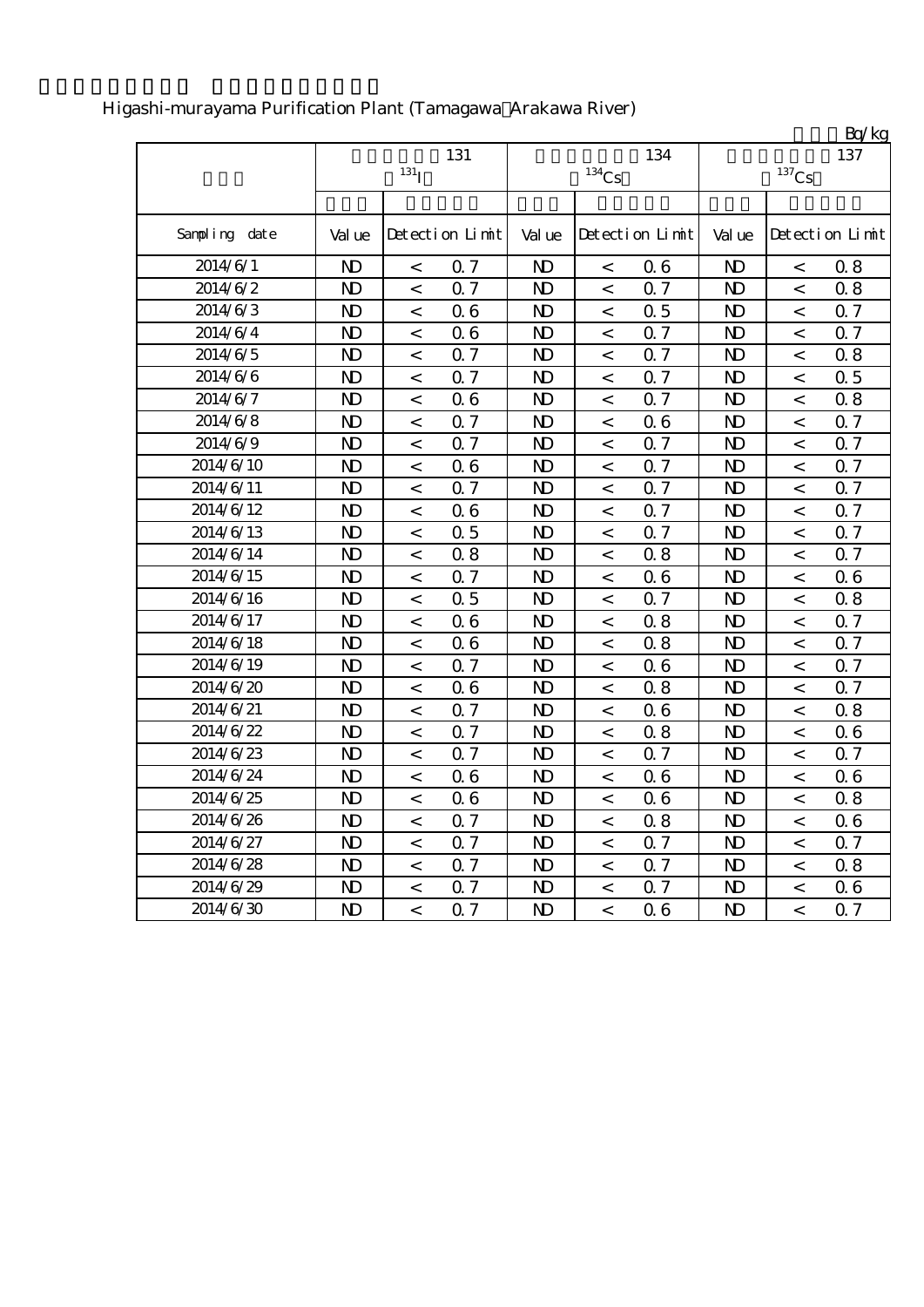Higashi-murayama Purification Plant (Tamagawa Arakawa River)

Bq/kg

| | 131 $^{131}I$ | | | 134 $^{134}Cs$ | | | 137 $^{137}Cs$ | | |
|---|---|---|---|---|---|---|---|---|---|
| Sampling date | Value | Detection Limit | | Value | Detection Limit | | Value | Detection Limit | |
| 2014/6/1 | ND | < | 0.7 | ND | < | 0.6 | ND | < | 0.8 |
| 2014/6/2 | ND | < | 0.7 | ND | < | 0.7 | ND | < | 0.8 |
| 2014/6/3 | ND | < | 0.6 | ND | < | 0.5 | ND | < | 0.7 |
| 2014/6/4 | ND | < | 0.6 | ND | < | 0.7 | ND | < | 0.7 |
| 2014/6/5 | ND | < | 0.7 | ND | < | 0.7 | ND | < | 0.8 |
| 2014/6/6 | ND | < | 0.7 | ND | < | 0.7 | ND | < | 0.5 |
| 2014/6/7 | ND | < | 0.6 | ND | < | 0.7 | ND | < | 0.8 |
| 2014/6/8 | ND | < | 0.7 | ND | < | 0.6 | ND | < | 0.7 |
| 2014/6/9 | ND | < | 0.7 | ND | < | 0.7 | ND | < | 0.7 |
| 2014/6/10 | ND | < | 0.6 | ND | < | 0.7 | ND | < | 0.7 |
| 2014/6/11 | ND | < | 0.7 | ND | < | 0.7 | ND | < | 0.7 |
| 2014/6/12 | ND | < | 0.6 | ND | < | 0.7 | ND | < | 0.7 |
| 2014/6/13 | ND | < | 0.5 | ND | < | 0.7 | ND | < | 0.7 |
| 2014/6/14 | ND | < | 0.8 | ND | < | 0.8 | ND | < | 0.7 |
| 2014/6/15 | ND | < | 0.7 | ND | < | 0.6 | ND | < | 0.6 |
| 2014/6/16 | ND | < | 0.5 | ND | < | 0.7 | ND | < | 0.8 |
| 2014/6/17 | ND | < | 0.6 | ND | < | 0.8 | ND | < | 0.7 |
| 2014/6/18 | ND | < | 0.6 | ND | < | 0.8 | ND | < | 0.7 |
| 2014/6/19 | ND | < | 0.7 | ND | < | 0.6 | ND | < | 0.7 |
| 2014/6/20 | ND | < | 0.6 | ND | < | 0.8 | ND | < | 0.7 |
| 2014/6/21 | ND | < | 0.7 | ND | < | 0.6 | ND | < | 0.8 |
| 2014/6/22 | ND | < | 0.7 | ND | < | 0.8 | ND | < | 0.6 |
| 2014/6/23 | ND | < | 0.7 | ND | < | 0.7 | ND | < | 0.7 |
| 2014/6/24 | ND | < | 0.6 | ND | < | 0.6 | ND | < | 0.6 |
| 2014/6/25 | ND | < | 0.6 | ND | < | 0.6 | ND | < | 0.8 |
| 2014/6/26 | ND | < | 0.7 | ND | < | 0.8 | ND | < | 0.6 |
| 2014/6/27 | ND | < | 0.7 | ND | < | 0.7 | ND | < | 0.7 |
| 2014/6/28 | ND | < | 0.7 | ND | < | 0.7 | ND | < | 0.8 |
| 2014/6/29 | ND | < | 0.7 | ND | < | 0.7 | ND | < | 0.6 |
| 2014/6/30 | ND | < | 0.7 | ND | < | 0.6 | ND | < | 0.7 |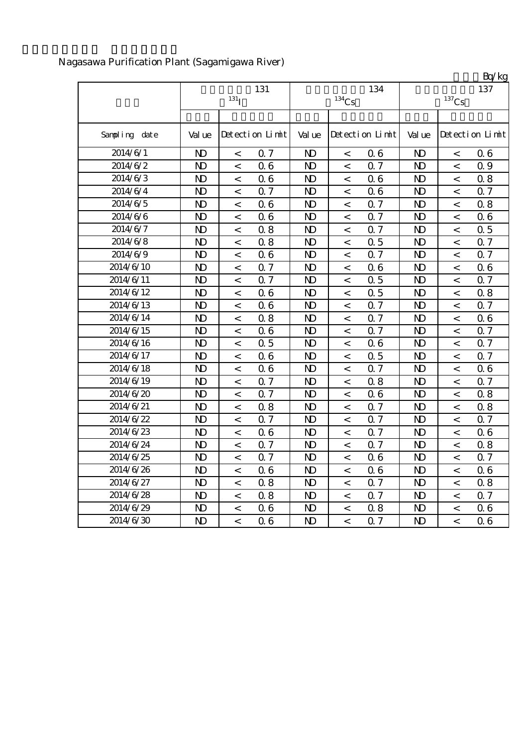Nagasawa Purification Plant (Sagamigawa River)

Bq/kg

| | 131 $^{131}I$ | | | 134 $^{134}Cs$ | | | 137 $^{137}Cs$ | | |
|---|---|---|---|---|---|---|---|---|---|
| Sampling date | Value | Detection Limit | | Value | Detection Limit | | Value | Detection Limit | |
| 2014/6/1 | ND | < | 0.7 | ND | < | 0.6 | ND | < | 0.6 |
| 2014/6/2 | ND | < | 0.6 | ND | < | 0.7 | ND | < | 0.9 |
| 2014/6/3 | ND | < | 0.6 | ND | < | 0.6 | ND | < | 0.8 |
| 2014/6/4 | ND | < | 0.7 | ND | < | 0.6 | ND | < | 0.7 |
| 2014/6/5 | ND | < | 0.6 | ND | < | 0.7 | ND | < | 0.8 |
| 2014/6/6 | ND | < | 0.6 | ND | < | 0.7 | ND | < | 0.6 |
| 2014/6/7 | ND | < | 0.8 | ND | < | 0.7 | ND | < | 0.5 |
| 2014/6/8 | ND | < | 0.8 | ND | < | 0.5 | ND | < | 0.7 |
| 2014/6/9 | ND | < | 0.6 | ND | < | 0.7 | ND | < | 0.7 |
| 2014/6/10 | ND | < | 0.7 | ND | < | 0.6 | ND | < | 0.6 |
| 2014/6/11 | ND | < | 0.7 | ND | < | 0.5 | ND | < | 0.7 |
| 2014/6/12 | ND | < | 0.6 | ND | < | 0.5 | ND | < | 0.8 |
| 2014/6/13 | ND | < | 0.6 | ND | < | 0.7 | ND | < | 0.7 |
| 2014/6/14 | ND | < | 0.8 | ND | < | 0.7 | ND | < | 0.6 |
| 2014/6/15 | ND | < | 0.6 | ND | < | 0.7 | ND | < | 0.7 |
| 2014/6/16 | ND | < | 0.5 | ND | < | 0.6 | ND | < | 0.7 |
| 2014/6/17 | ND | < | 0.6 | ND | < | 0.5 | ND | < | 0.7 |
| 2014/6/18 | ND | < | 0.6 | ND | < | 0.7 | ND | < | 0.6 |
| 2014/6/19 | ND | < | 0.7 | ND | < | 0.8 | ND | < | 0.7 |
| 2014/6/20 | ND | < | 0.7 | ND | < | 0.6 | ND | < | 0.8 |
| 2014/6/21 | ND | < | 0.8 | ND | < | 0.7 | ND | < | 0.8 |
| 2014/6/22 | ND | < | 0.7 | ND | < | 0.7 | ND | < | 0.7 |
| 2014/6/23 | ND | < | 0.6 | ND | < | 0.7 | ND | < | 0.6 |
| 2014/6/24 | ND | < | 0.7 | ND | < | 0.7 | ND | < | 0.8 |
| 2014/6/25 | ND | < | 0.7 | ND | < | 0.6 | ND | < | 0.7 |
| 2014/6/26 | ND | < | 0.6 | ND | < | 0.6 | ND | < | 0.6 |
| 2014/6/27 | ND | < | 0.8 | ND | < | 0.7 | ND | < | 0.8 |
| 2014/6/28 | ND | < | 0.8 | ND | < | 0.7 | ND | < | 0.7 |
| 2014/6/29 | ND | < | 0.6 | ND | < | 0.8 | ND | < | 0.6 |
| 2014/6/30 | ND | < | 0.6 | ND | < | 0.7 | ND | < | 0.6 |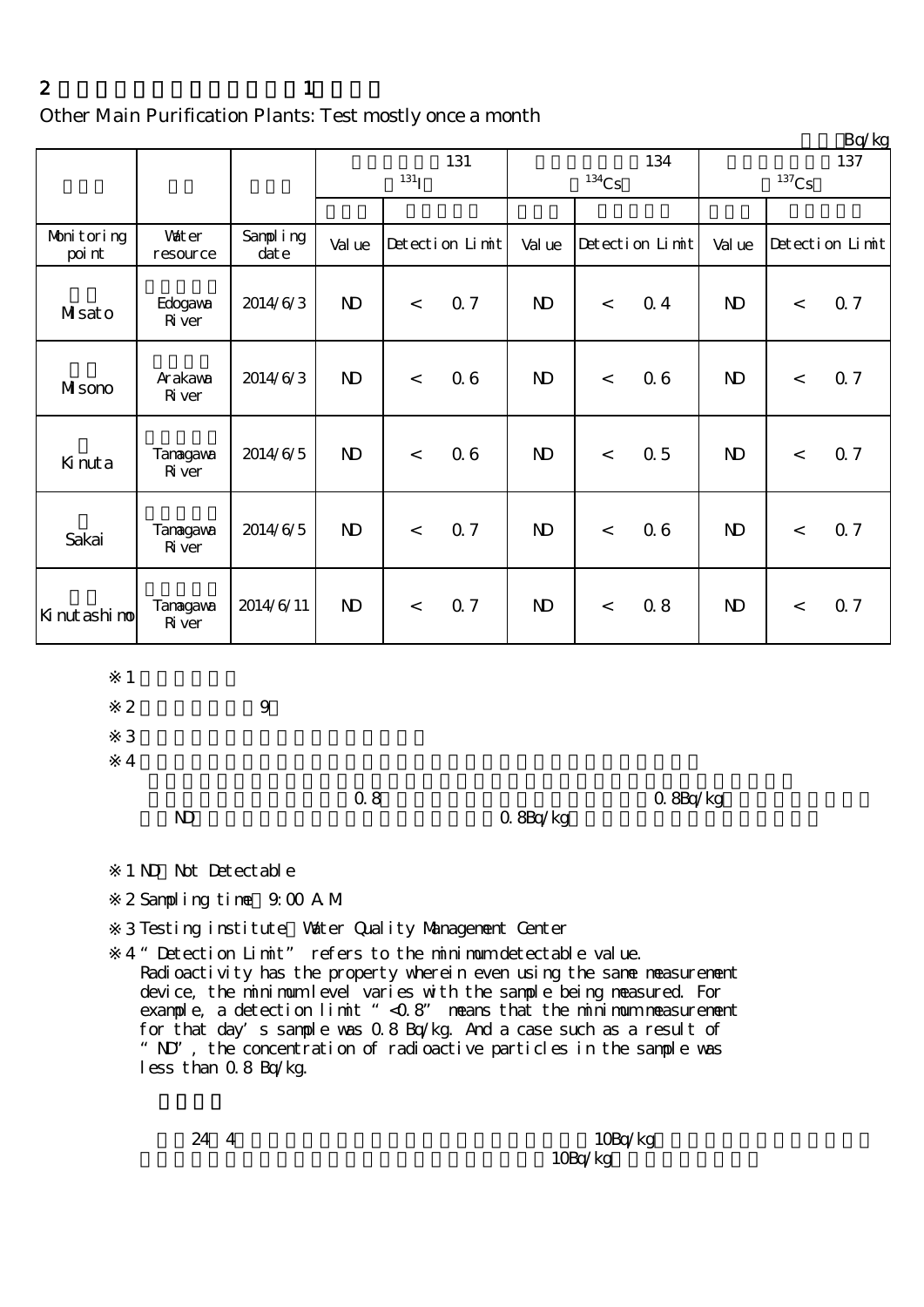2 1

Other Main Purification Plants: Test mostly once a month

Bq/kg

| | | | 131 $^{131}I$ | | 134 $^{134}Cs$ | | 137 $^{137}Cs$ | |
|---|---|---|---|---|---|---|---|---|
| Monitoring point | Water resource | Sampling date | Value | Detection Limit | Value | Detection Limit | Value | Detection Limit |
| Misato | Edogawa River | 2014/6/3 | ND | < 0.7 | ND | < 0.4 | ND | < 0.7 |
| Misono | Arakawa River | 2014/6/3 | ND | < 0.6 | ND | < 0.6 | ND | < 0.7 |
| Kinuta | Tamagawa River | 2014/6/5 | ND | < 0.6 | ND | < 0.5 | ND | < 0.7 |
| Sakai | Tamagawa River | 2014/6/5 | ND | < 0.7 | ND | < 0.6 | ND | < 0.7 |
| Kinutashimo | Tamagawa River | 2014/6/11 | ND | < 0.7 | ND | < 0.8 | ND | < 0.7 |

※1

※2 9

※3

※4

0.8 0.8Bq/kg

ND 0.8Bq/kg

※1 ND Not Detectable

※2 Sampling time 9:00 A.M.

※3 Testing institute Water Quality Management Center

※4 "Detection Limit" refers to the minimum detectable value. Radioactivity has the property wherein even using the same measurement device, the minimum level varies with the sample being measured. For example, a detection limit "<0.8" means that the minimum measurement for that day's sample was 0.8 Bq/kg. And a case such as a result of "ND", the concentration of radioactive particles in the sample was less than 0.8 Bq/kg.

24 4 10Bq/kg

10Bq/kg